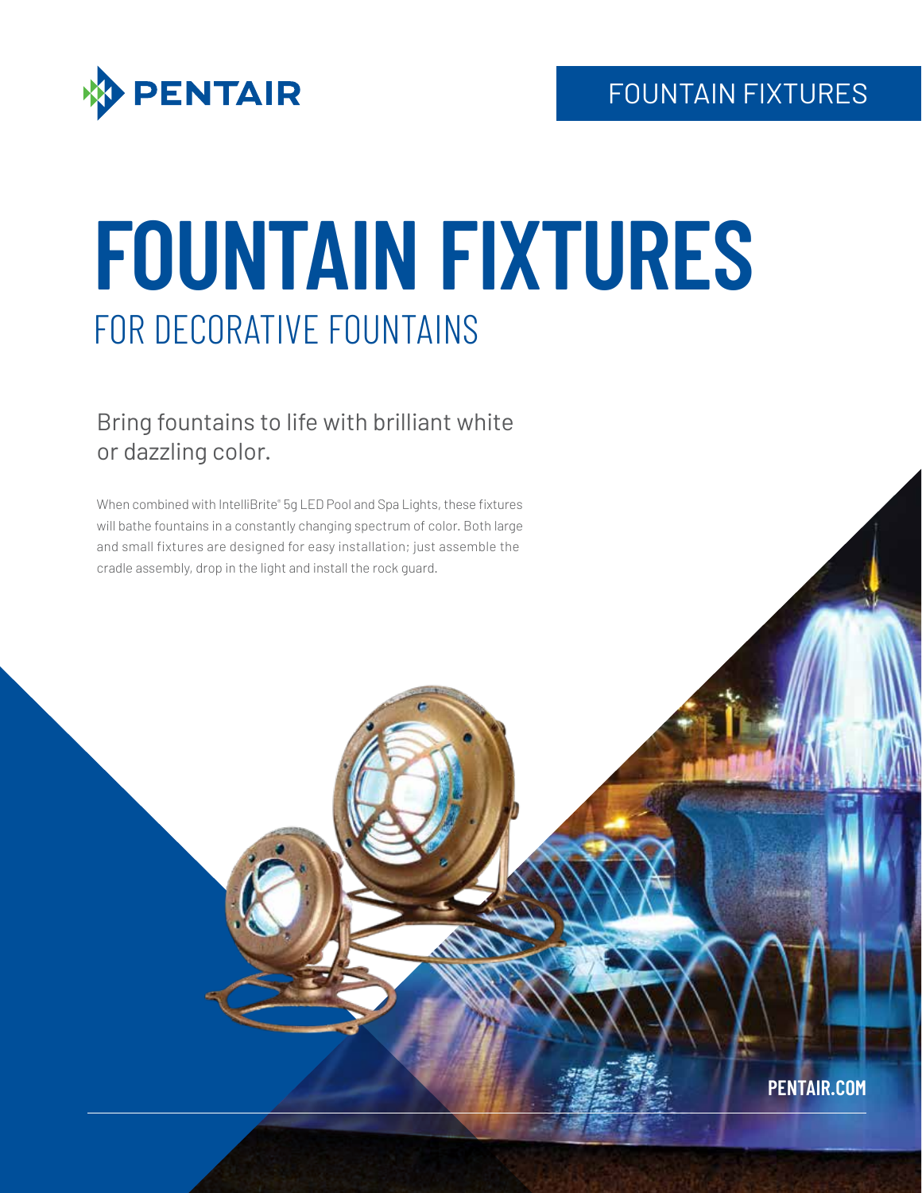PENTAIR

FOUNTAIN FIXTURES

# FOUNTAIN FIXTURES

## FOR DECORATIVE FOUNTAINS

Bring fountains to life with brilliant white or dazzling color.

When combined with IntelliBrite® 5g LED Pool and Spa Lights, these fixtures will bathe fountains in a constantly changing spectrum of color. Both large and small fixtures are designed for easy installation; just assemble the cradle assembly, drop in the light and install the rock guard.

**PENTAIR.COM**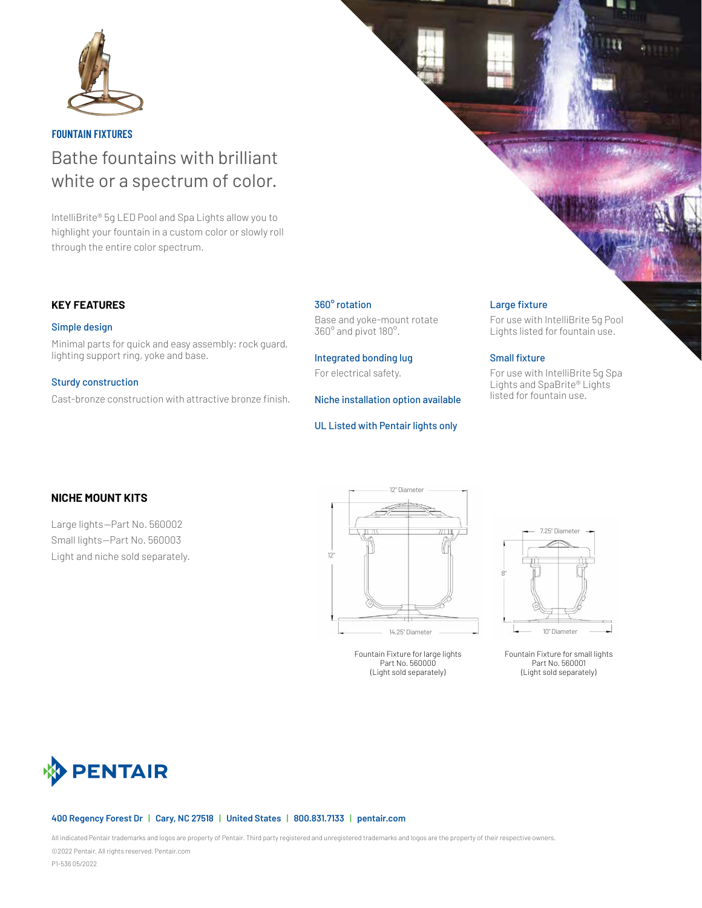FOUNTAIN FIXTURES

# Bathe fountains with brilliant white or a spectrum of color.

IntelliBrite® 5g LED Pool and Spa Lights allow you to highlight your fountain in a custom color or slowly roll through the entire color spectrum.

## KEY FEATURES

### Simple design

Minimal parts for quick and easy assembly: rock guard, lighting support ring, yoke and base.

### Sturdy construction

Cast-bronze construction with attractive bronze finish.

### 360° rotation

Base and yoke-mount rotate 360° and pivot 180°.

### Integrated bonding lug

For electrical safety.

### Niche installation option available

### UL Listed with Pentair lights only

### Large fixture

For use with IntelliBrite 5g Pool Lights listed for fountain use.

### Small fixture

For use with IntelliBrite 5g Spa Lights and SpaBrite® Lights listed for fountain use.

## NICHE MOUNT KITS

Large lights—Part No. 560002
Small lights—Part No. 560003
Light and niche sold separately.

12" Diameter
12"
14.25" Diameter

Fountain Fixture for large lights
Part No. 560000
(Light sold separately)

7.25" Diameter
8"
10" Diameter

Fountain Fixture for small lights
Part No. 560001
(Light sold separately)

400 Regency Forest Dr | Cary, NC 27518 | United States | 800.831.7133 | pentair.com

All indicated Pentair trademarks and logos are property of Pentair. Third party registered and unregistered trademarks and logos are the property of their respective owners.
©2022 Pentair. All rights reserved. Pentair.com
P1-536 05/2022